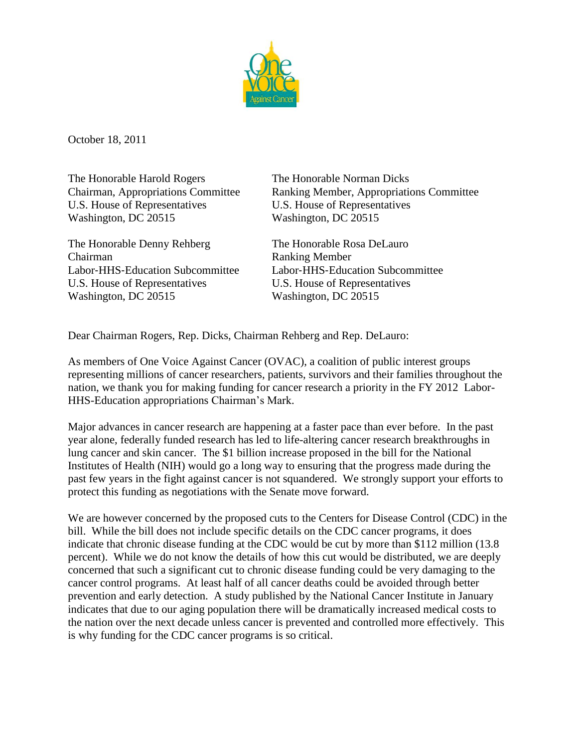October 18, 2011

The Honorable Harold Rogers
Chairman, Appropriations Committee
U.S. House of Representatives
Washington, DC 20515

The Honorable Norman Dicks
Ranking Member, Appropriations Committee
U.S. House of Representatives
Washington, DC 20515

The Honorable Denny Rehberg
Chairman
Labor-HHS-Education Subcommittee
U.S. House of Representatives
Washington, DC 20515

The Honorable Rosa DeLauro
Ranking Member
Labor-HHS-Education Subcommittee
U.S. House of Representatives
Washington, DC 20515

Dear Chairman Rogers, Rep. Dicks, Chairman Rehberg and Rep. DeLauro:

As members of One Voice Against Cancer (OVAC), a coalition of public interest groups representing millions of cancer researchers, patients, survivors and their families throughout the nation, we thank you for making funding for cancer research a priority in the FY 2012 Labor-HHS-Education appropriations Chairman's Mark.

Major advances in cancer research are happening at a faster pace than ever before. In the past year alone, federally funded research has led to life-altering cancer research breakthroughs in lung cancer and skin cancer. The $1 billion increase proposed in the bill for the National Institutes of Health (NIH) would go a long way to ensuring that the progress made during the past few years in the fight against cancer is not squandered. We strongly support your efforts to protect this funding as negotiations with the Senate move forward.

We are however concerned by the proposed cuts to the Centers for Disease Control (CDC) in the bill. While the bill does not include specific details on the CDC cancer programs, it does indicate that chronic disease funding at the CDC would be cut by more than $112 million (13.8 percent). While we do not know the details of how this cut would be distributed, we are deeply concerned that such a significant cut to chronic disease funding could be very damaging to the cancer control programs. At least half of all cancer deaths could be avoided through better prevention and early detection. A study published by the National Cancer Institute in January indicates that due to our aging population there will be dramatically increased medical costs to the nation over the next decade unless cancer is prevented and controlled more effectively. This is why funding for the CDC cancer programs is so critical.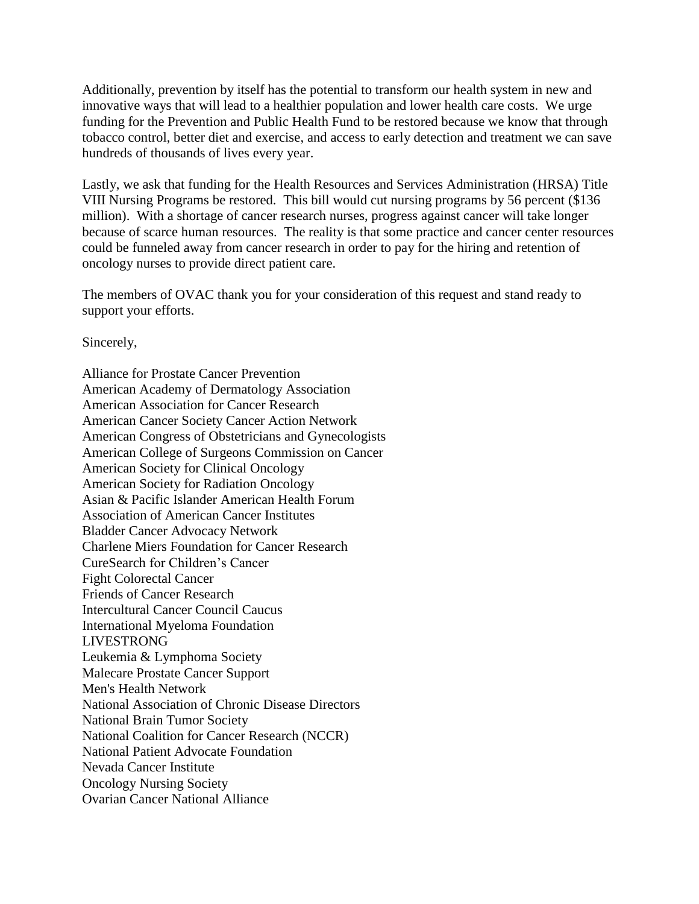Additionally, prevention by itself has the potential to transform our health system in new and innovative ways that will lead to a healthier population and lower health care costs. We urge funding for the Prevention and Public Health Fund to be restored because we know that through tobacco control, better diet and exercise, and access to early detection and treatment we can save hundreds of thousands of lives every year.

Lastly, we ask that funding for the Health Resources and Services Administration (HRSA) Title VIII Nursing Programs be restored. This bill would cut nursing programs by 56 percent ($136 million). With a shortage of cancer research nurses, progress against cancer will take longer because of scarce human resources. The reality is that some practice and cancer center resources could be funneled away from cancer research in order to pay for the hiring and retention of oncology nurses to provide direct patient care.

The members of OVAC thank you for your consideration of this request and stand ready to support your efforts.

Sincerely,

Alliance for Prostate Cancer Prevention
American Academy of Dermatology Association
American Association for Cancer Research
American Cancer Society Cancer Action Network
American Congress of Obstetricians and Gynecologists
American College of Surgeons Commission on Cancer
American Society for Clinical Oncology
American Society for Radiation Oncology
Asian & Pacific Islander American Health Forum
Association of American Cancer Institutes
Bladder Cancer Advocacy Network
Charlene Miers Foundation for Cancer Research
CureSearch for Children's Cancer
Fight Colorectal Cancer
Friends of Cancer Research
Intercultural Cancer Council Caucus
International Myeloma Foundation
LIVESTRONG
Leukemia & Lymphoma Society
Malecare Prostate Cancer Support
Men's Health Network
National Association of Chronic Disease Directors
National Brain Tumor Society
National Coalition for Cancer Research (NCCR)
National Patient Advocate Foundation
Nevada Cancer Institute
Oncology Nursing Society
Ovarian Cancer National Alliance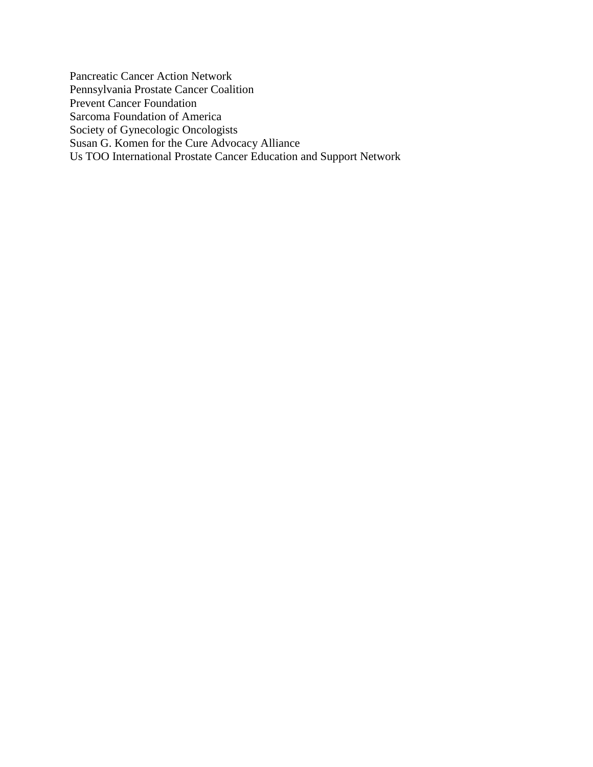Pancreatic Cancer Action Network
Pennsylvania Prostate Cancer Coalition
Prevent Cancer Foundation
Sarcoma Foundation of America
Society of Gynecologic Oncologists
Susan G. Komen for the Cure Advocacy Alliance
Us TOO International Prostate Cancer Education and Support Network